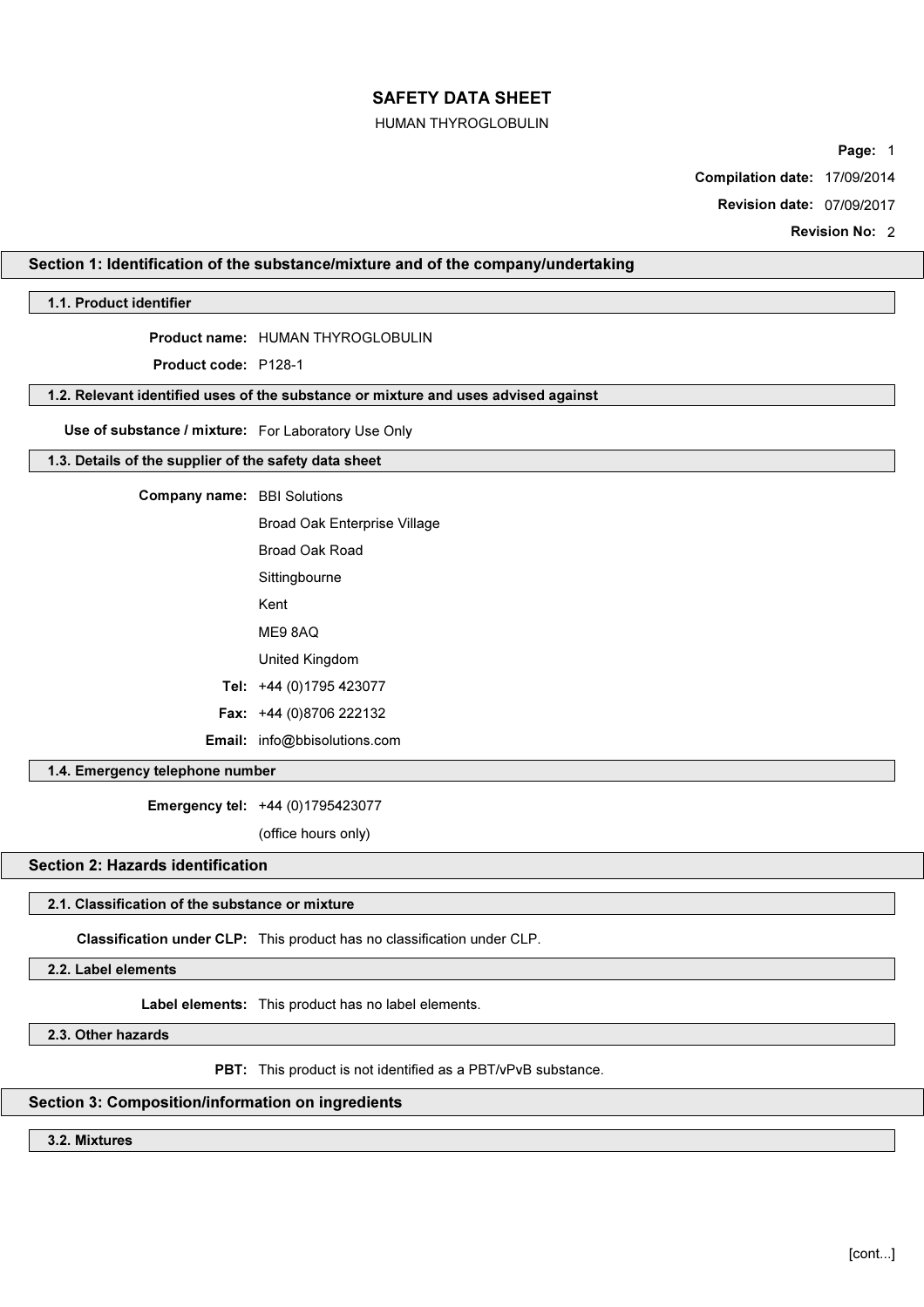# SAFETY DATA SHEET

HUMAN THYROGLOBULIN

**Compilation date:** 17/09/2014

**Revision date:** 07/09/2017

**Revision No:** 2

## Section 1: Identification of the substance/mixture and of the company/undertaking

### 1.1. Product identifier

**Product name:** HUMAN THYROGLOBULIN

**Product code:** P128-1

### 1.2. Relevant identified uses of the substance or mixture and uses advised against

**Use of substance / mixture:** For Laboratory Use Only

### 1.3. Details of the supplier of the safety data sheet

**Company name:** BBI Solutions
Broad Oak Enterprise Village
Broad Oak Road
Sittingbourne
Kent
ME9 8AQ
United Kingdom

**Tel:** +44 (0)1795 423077

**Fax:** +44 (0)8706 222132

**Email:** info@bbisolutions.com

### 1.4. Emergency telephone number

**Emergency tel:** +44 (0)1795423077
(office hours only)

## Section 2: Hazards identification

### 2.1. Classification of the substance or mixture

**Classification under CLP:** This product has no classification under CLP.

### 2.2. Label elements

**Label elements:** This product has no label elements.

### 2.3. Other hazards

**PBT:** This product is not identified as a PBT/vPvB substance.

## Section 3: Composition/information on ingredients

### 3.2. Mixtures

[cont...]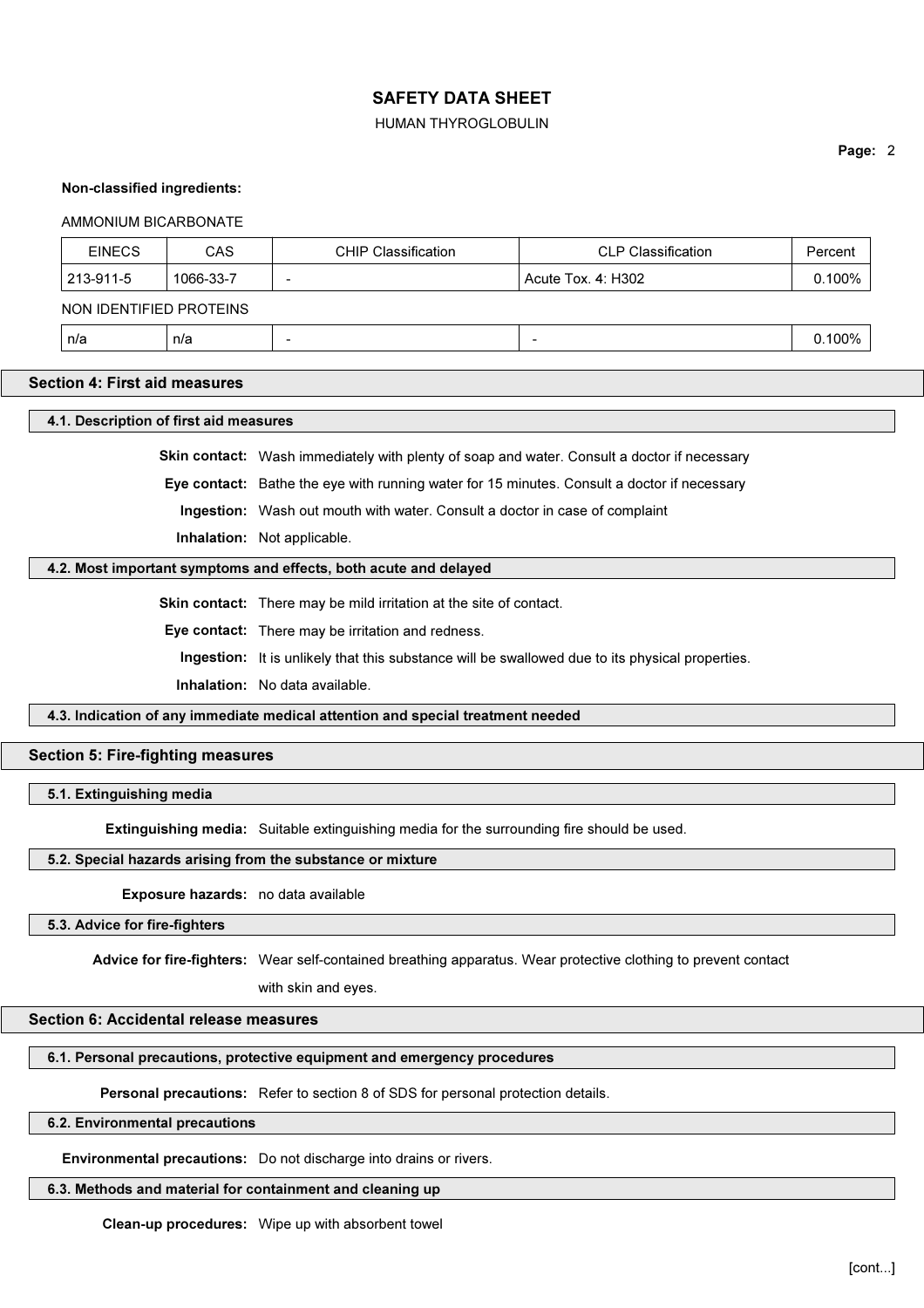**Non-classified ingredients:**

AMMONIUM BICARBONATE

| EINECS | CAS | CHIP Classification | CLP Classification | Percent |
|---|---|---|---|---|
| 213-911-5 | 1066-33-7 | - | Acute Tox. 4: H302 | 0.100% |

NON IDENTIFIED PROTEINS

| | | | | |
|---|---|---|---|---|
| n/a | n/a | - | - | 0.100% |

## Section 4: First aid measures

### 4.1. Description of first aid measures

**Skin contact:** Wash immediately with plenty of soap and water. Consult a doctor if necessary

**Eye contact:** Bathe the eye with running water for 15 minutes. Consult a doctor if necessary

**Ingestion:** Wash out mouth with water. Consult a doctor in case of complaint

**Inhalation:** Not applicable.

### 4.2. Most important symptoms and effects, both acute and delayed

**Skin contact:** There may be mild irritation at the site of contact.

**Eye contact:** There may be irritation and redness.

**Ingestion:** It is unlikely that this substance will be swallowed due to its physical properties.

**Inhalation:** No data available.

### 4.3. Indication of any immediate medical attention and special treatment needed

## Section 5: Fire-fighting measures

### 5.1. Extinguishing media

**Extinguishing media:** Suitable extinguishing media for the surrounding fire should be used.

### 5.2. Special hazards arising from the substance or mixture

**Exposure hazards:** no data available

### 5.3. Advice for fire-fighters

**Advice for fire-fighters:** Wear self-contained breathing apparatus. Wear protective clothing to prevent contact with skin and eyes.

## Section 6: Accidental release measures

### 6.1. Personal precautions, protective equipment and emergency procedures

**Personal precautions:** Refer to section 8 of SDS for personal protection details.

### 6.2. Environmental precautions

**Environmental precautions:** Do not discharge into drains or rivers.

### 6.3. Methods and material for containment and cleaning up

**Clean-up procedures:** Wipe up with absorbent towel

[cont...]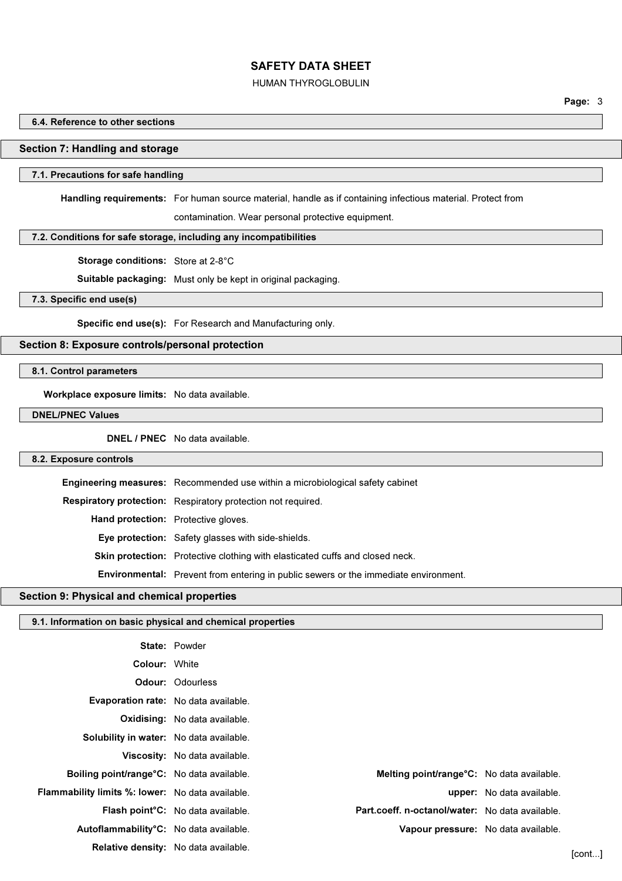### 6.4. Reference to other sections

## Section 7: Handling and storage

### 7.1. Precautions for safe handling

**Handling requirements:** For human source material, handle as if containing infectious material. Protect from contamination. Wear personal protective equipment.

### 7.2. Conditions for safe storage, including any incompatibilities

**Storage conditions:** Store at 2-8°C

**Suitable packaging:** Must only be kept in original packaging.

### 7.3. Specific end use(s)

**Specific end use(s):** For Research and Manufacturing only.

## Section 8: Exposure controls/personal protection

### 8.1. Control parameters

**Workplace exposure limits:** No data available.

### DNEL/PNEC Values

**DNEL / PNEC** No data available.

### 8.2. Exposure controls

**Engineering measures:** Recommended use within a microbiological safety cabinet

**Respiratory protection:** Respiratory protection not required.

**Hand protection:** Protective gloves.

**Eye protection:** Safety glasses with side-shields.

**Skin protection:** Protective clothing with elasticated cuffs and closed neck.

**Environmental:** Prevent from entering in public sewers or the immediate environment.

## Section 9: Physical and chemical properties

### 9.1. Information on basic physical and chemical properties

**State:** Powder

**Colour:** White

**Odour:** Odourless

**Evaporation rate:** No data available.

**Oxidising:** No data available.

**Solubility in water:** No data available.

**Viscosity:** No data available.

**Boiling point/range°C:** No data available.

**Melting point/range°C:** No data available.

**Flammability limits %: lower:** No data available.

**upper:** No data available.

**Flash point°C:** No data available.

**Part.coeff. n-octanol/water:** No data available.

**Autoflammability°C:** No data available.

**Vapour pressure:** No data available.

**Relative density:** No data available.

[cont...]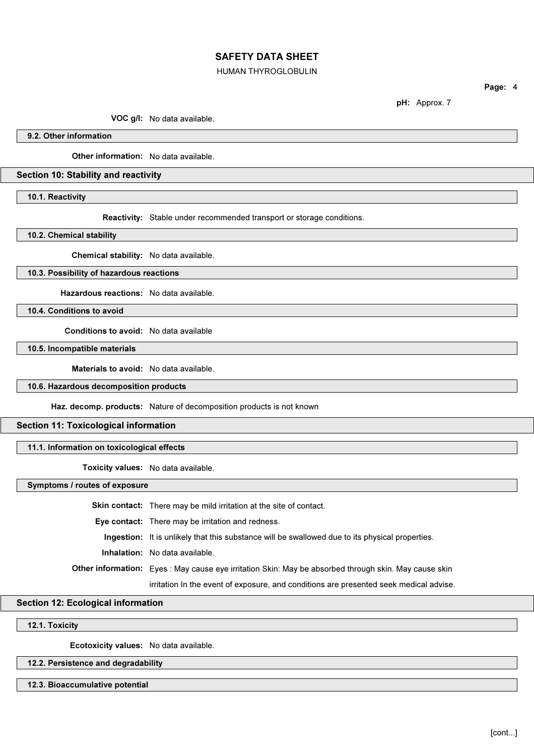**pH:** Approx. 7

**VOC g/l:** No data available.

### 9.2. Other information

**Other information:** No data available.

## Section 10: Stability and reactivity

### 10.1. Reactivity

**Reactivity:** Stable under recommended transport or storage conditions.

### 10.2. Chemical stability

**Chemical stability:** No data available.

### 10.3. Possibility of hazardous reactions

**Hazardous reactions:** No data available.

### 10.4. Conditions to avoid

**Conditions to avoid:** No data available

### 10.5. Incompatible materials

**Materials to avoid:** No data available.

### 10.6. Hazardous decomposition products

**Haz. decomp. products:** Nature of decomposition products is not known

## Section 11: Toxicological information

### 11.1. Information on toxicological effects

**Toxicity values:** No data available.

### Symptoms / routes of exposure

**Skin contact:** There may be mild irritation at the site of contact.

**Eye contact:** There may be irritation and redness.

**Ingestion:** It is unlikely that this substance will be swallowed due to its physical properties.

**Inhalation:** No data available.

**Other information:** Eyes : May cause eye irritation Skin: May be absorbed through skin. May cause skin irritation In the event of exposure, and conditions are presented seek medical advise.

## Section 12: Ecological information

### 12.1. Toxicity

**Ecotoxicity values:** No data available.

### 12.2. Persistence and degradability

### 12.3. Bioaccumulative potential

[cont...]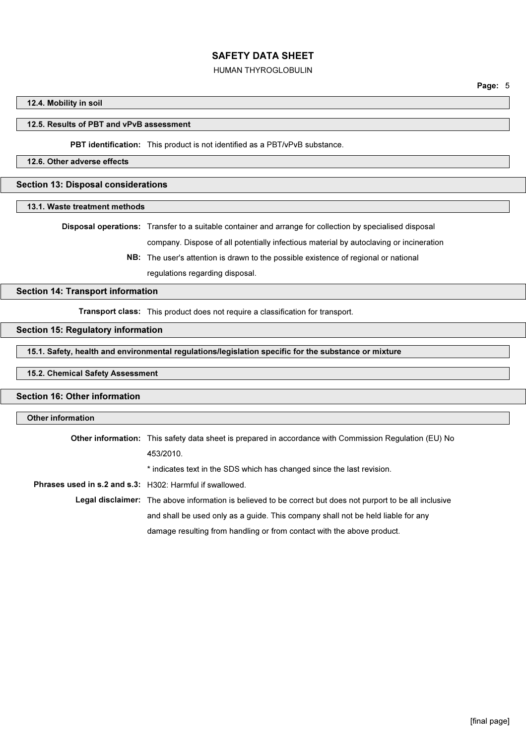### 12.4. Mobility in soil

### 12.5. Results of PBT and vPvB assessment

**PBT identification:** This product is not identified as a PBT/vPvB substance.

### 12.6. Other adverse effects

## Section 13: Disposal considerations

### 13.1. Waste treatment methods

**Disposal operations:** Transfer to a suitable container and arrange for collection by specialised disposal company. Dispose of all potentially infectious material by autoclaving or incineration

**NB:** The user's attention is drawn to the possible existence of regional or national regulations regarding disposal.

## Section 14: Transport information

**Transport class:** This product does not require a classification for transport.

## Section 15: Regulatory information

### 15.1. Safety, health and environmental regulations/legislation specific for the substance or mixture

### 15.2. Chemical Safety Assessment

## Section 16: Other information

### Other information

**Other information:** This safety data sheet is prepared in accordance with Commission Regulation (EU) No 453/2010.

* indicates text in the SDS which has changed since the last revision.

**Phrases used in s.2 and s.3:** H302: Harmful if swallowed.

**Legal disclaimer:** The above information is believed to be correct but does not purport to be all inclusive and shall be used only as a guide. This company shall not be held liable for any damage resulting from handling or from contact with the above product.

[final page]